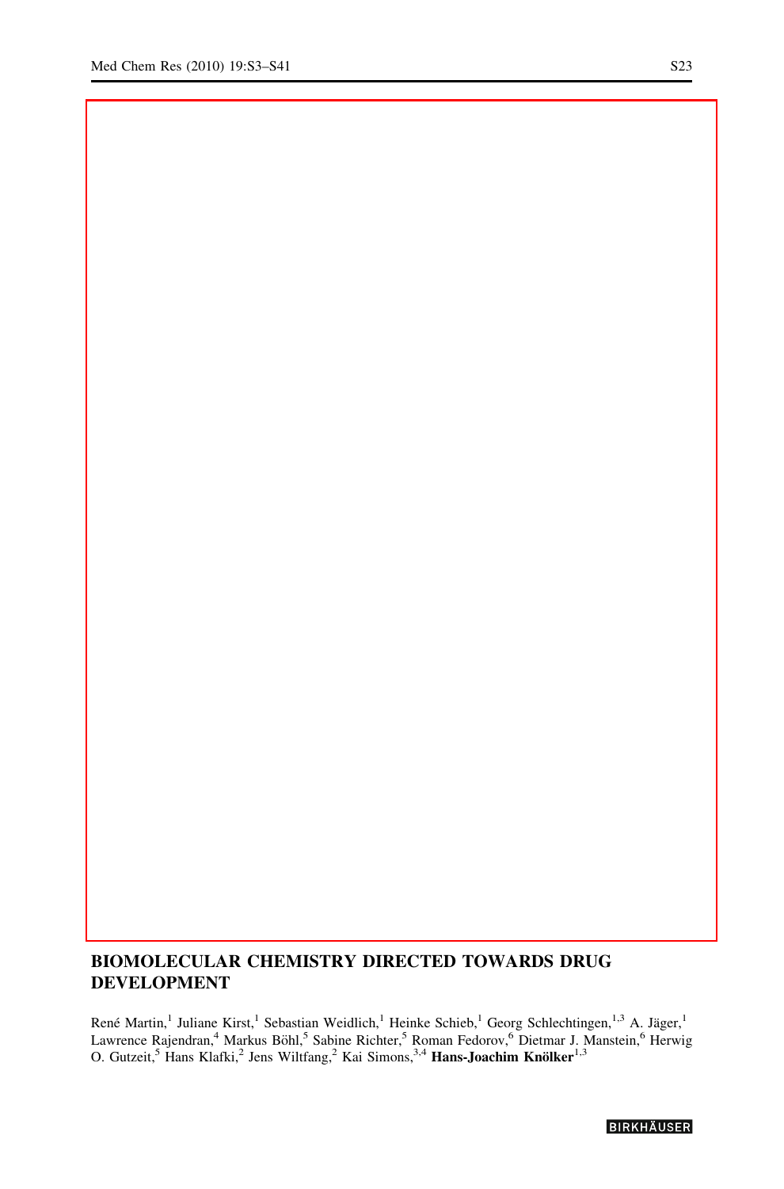## BIOMOLECULAR CHEMISTRY DIRECTED TOWARDS DRUG DEVELOPMENT

René Martin,[1] Juliane Kirst,[1] Sebastian Weidlich,[1] Heinke Schieb,[1] Georg Schlechtingen,[1,3] A. Jäger,[1] Lawrence Rajendran,[4] Markus Böhl,[5] Sabine Richter,[5] Roman Fedorov,[6] Dietmar J. Manstein,[6] Herwig O. Gutzeit,[5] Hans Klafki,[2] Jens Wiltfang,[2] Kai Simons,[3,4] **Hans-Joachim Knölker**[1,3]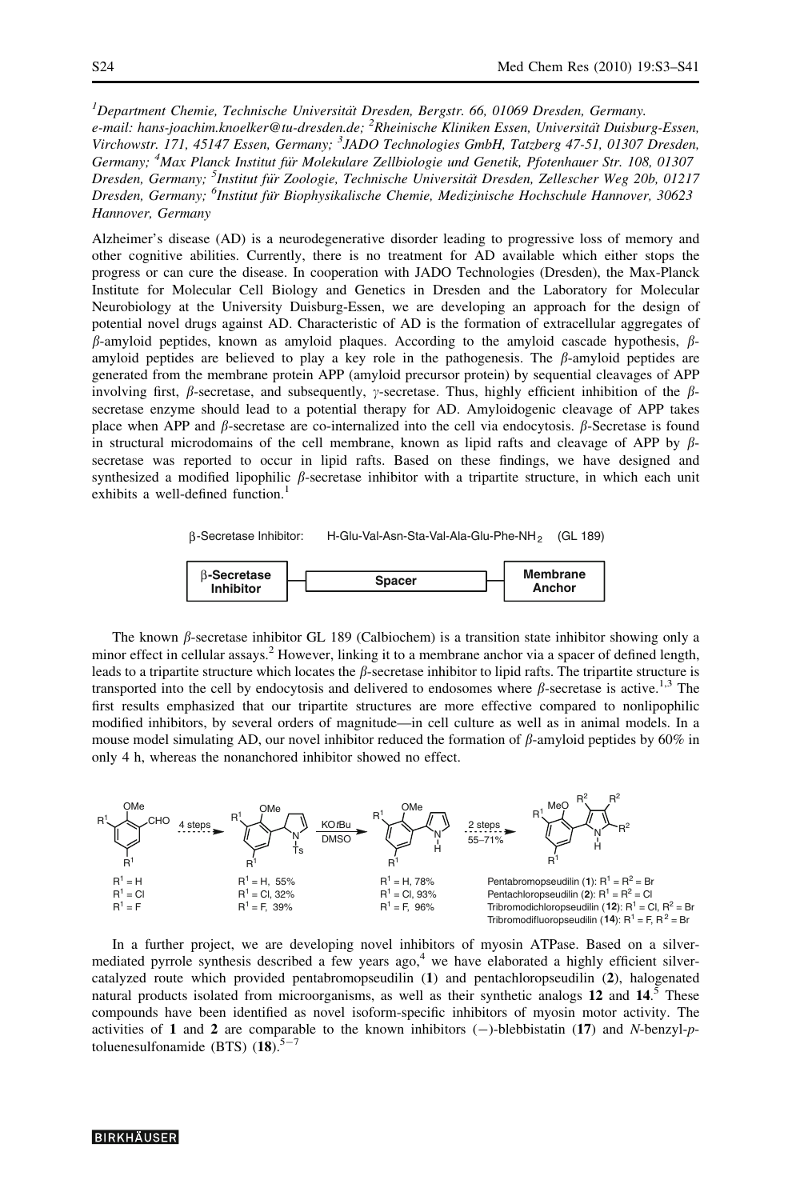[1]Department Chemie, Technische Universität Dresden, Bergstr. 66, 01069 Dresden, Germany. e-mail: hans-joachim.knoelker@tu-dresden.de; [2]Rheinische Kliniken Essen, Universität Duisburg-Essen, Virchowstr. 171, 45147 Essen, Germany; [3]JADO Technologies GmbH, Tatzberg 47-51, 01307 Dresden, Germany; [4]Max Planck Institut für Molekulare Zellbiologie und Genetik, Pfotenhauer Str. 108, 01307 Dresden, Germany; [5]Institut für Zoologie, Technische Universität Dresden, Zellescher Weg 20b, 01217 Dresden, Germany; [6]Institut für Biophysikalische Chemie, Medizinische Hochschule Hannover, 30623 Hannover, Germany

Alzheimer's disease (AD) is a neurodegenerative disorder leading to progressive loss of memory and other cognitive abilities. Currently, there is no treatment for AD available which either stops the progress or can cure the disease. In cooperation with JADO Technologies (Dresden), the Max-Planck Institute for Molecular Cell Biology and Genetics in Dresden and the Laboratory for Molecular Neurobiology at the University Duisburg-Essen, we are developing an approach for the design of potential novel drugs against AD. Characteristic of AD is the formation of extracellular aggregates of $\beta$-amyloid peptides, known as amyloid plaques. According to the amyloid cascade hypothesis, $\beta$-amyloid peptides are believed to play a key role in the pathogenesis. The $\beta$-amyloid peptides are generated from the membrane protein APP (amyloid precursor protein) by sequential cleavages of APP involving first, $\beta$-secretase, and subsequently, $\gamma$-secretase. Thus, highly efficient inhibition of the $\beta$-secretase enzyme should lead to a potential therapy for AD. Amyloidogenic cleavage of APP takes place when APP and $\beta$-secretase are co-internalized into the cell via endocytosis. $\beta$-Secretase is found in structural microdomains of the cell membrane, known as lipid rafts and cleavage of APP by $\beta$-secretase was reported to occur in lipid rafts. Based on these findings, we have designed and synthesized a modified lipophilic $\beta$-secretase inhibitor with a tripartite structure, in which each unit exhibits a well-defined function.[1]

$\beta$-Secretase Inhibitor: H-Glu-Val-Asn-Sta-Val-Ala-Glu-Phe-$NH_2$ (GL 189)

$\beta$-Secretase Inhibitor — Spacer — Membrane Anchor

The known $\beta$-secretase inhibitor GL 189 (Calbiochem) is a transition state inhibitor showing only a minor effect in cellular assays.[2] However, linking it to a membrane anchor via a spacer of defined length, leads to a tripartite structure which locates the $\beta$-secretase inhibitor to lipid rafts. The tripartite structure is transported into the cell by endocytosis and delivered to endosomes where $\beta$-secretase is active.[1,3] The first results emphasized that our tripartite structures are more effective compared to nonlipophilic modified inhibitors, by several orders of magnitude—in cell culture as well as in animal models. In a mouse model simulating AD, our novel inhibitor reduced the formation of $\beta$-amyloid peptides by 60% in only 4 h, whereas the nonanchored inhibitor showed no effect.

$R^1$ = H, $R^1$ = Cl, $R^1$ = F → (4 steps) → $R^1$ = H, 55%; $R^1$ = Cl, 32%; $R^1$ = F, 39% → (KOtBu, DMSO) → $R^1$ = H, 78%; $R^1$ = Cl, 93%; $R^1$ = F, 96% → (2 steps, 55–71%) →

Pentabromopseudilin (**1**): $R^1$ = $R^2$ = Br
Pentachloropseudilin (**2**): $R^1$ = $R^2$ = Cl
Tribromodichloropseudilin (**12**): $R^1$ = Cl, $R^2$ = Br
Tribromodifluoropseudilin (**14**): $R^1$ = F, $R^2$ = Br

In a further project, we are developing novel inhibitors of myosin ATPase. Based on a silver-mediated pyrrole synthesis described a few years ago,[4] we have elaborated a highly efficient silver-catalyzed route which provided pentabromopseudilin (**1**) and pentachloropseudilin (**2**), halogenated natural products isolated from microorganisms, as well as their synthetic analogs **12** and **14**.[5] These compounds have been identified as novel isoform-specific inhibitors of myosin motor activity. The activities of **1** and **2** are comparable to the known inhibitors (−)-blebbistatin (**17**) and *N*-benzyl-*p*-toluenesulfonamide (BTS) (**18**).[5–7]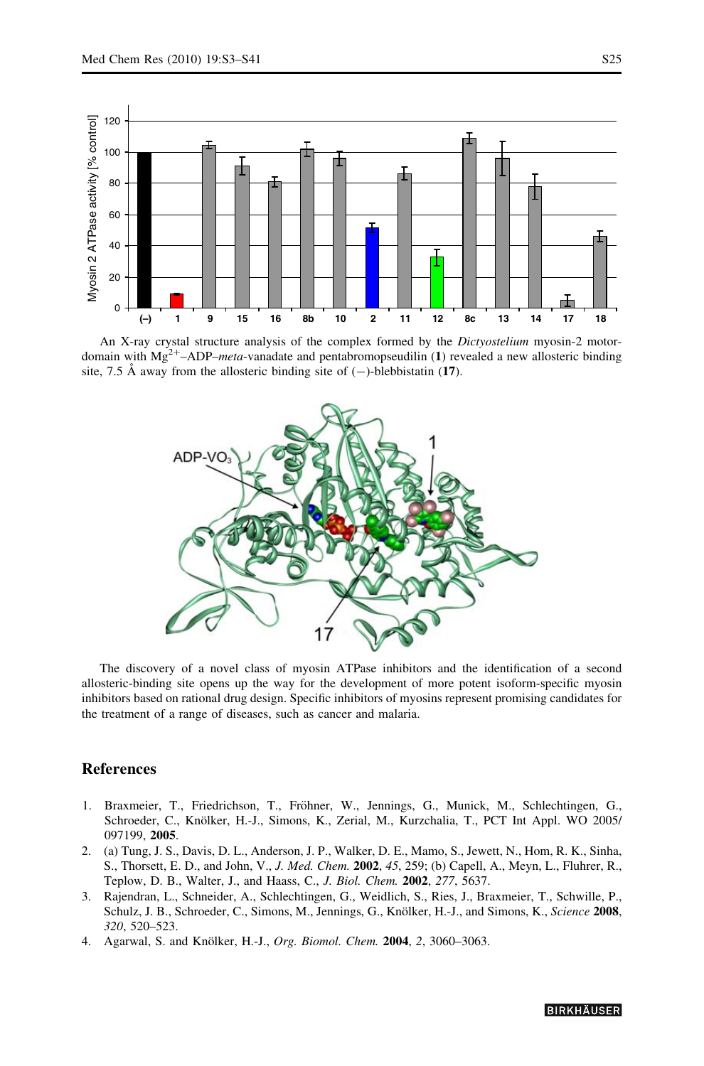An X-ray crystal structure analysis of the complex formed by the *Dictyostelium* myosin-2 motor-domain with $Mg^{2+}$–ADP–*meta*-vanadate and pentabromopseudilin (**1**) revealed a new allosteric binding site, 7.5 Å away from the allosteric binding site of (−)-blebbistatin (**17**).

The discovery of a novel class of myosin ATPase inhibitors and the identification of a second allosteric-binding site opens up the way for the development of more potent isoform-specific myosin inhibitors based on rational drug design. Specific inhibitors of myosins represent promising candidates for the treatment of a range of diseases, such as cancer and malaria.

## References

1. Braxmeier, T., Friedrichson, T., Fröhner, W., Jennings, G., Munick, M., Schlechtingen, G., Schroeder, C., Knölker, H.-J., Simons, K., Zerial, M., Kurzchalia, T., PCT Int Appl. WO 2005/097199, **2005**.
2. (a) Tung, J. S., Davis, D. L., Anderson, J. P., Walker, D. E., Mamo, S., Jewett, N., Hom, R. K., Sinha, S., Thorsett, E. D., and John, V., *J. Med. Chem.* **2002**, *45*, 259; (b) Capell, A., Meyn, L., Fluhrer, R., Teplow, D. B., Walter, J., and Haass, C., *J. Biol. Chem.* **2002**, *277*, 5637.
3. Rajendran, L., Schneider, A., Schlechtingen, G., Weidlich, S., Ries, J., Braxmeier, T., Schwille, P., Schulz, J. B., Schroeder, C., Simons, M., Jennings, G., Knölker, H.-J., and Simons, K., *Science* **2008**, *320*, 520–523.
4. Agarwal, S. and Knölker, H.-J., *Org. Biomol. Chem.* **2004**, *2*, 3060–3063.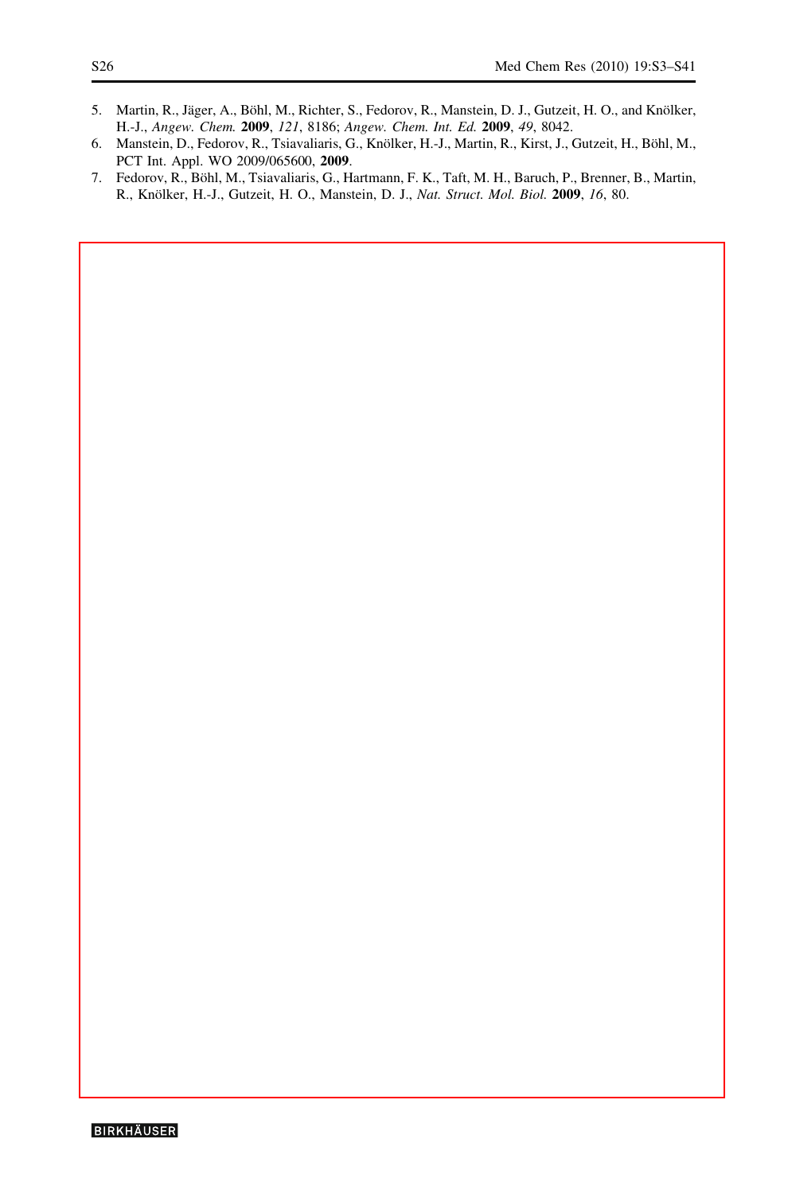5. Martin, R., Jäger, A., Böhl, M., Richter, S., Fedorov, R., Manstein, D. J., Gutzeit, H. O., and Knölker, H.-J., *Angew. Chem.* **2009**, *121*, 8186; *Angew. Chem. Int. Ed.* **2009**, *49*, 8042.
6. Manstein, D., Fedorov, R., Tsiavaliaris, G., Knölker, H.-J., Martin, R., Kirst, J., Gutzeit, H., Böhl, M., PCT Int. Appl. WO 2009/065600, **2009**.
7. Fedorov, R., Böhl, M., Tsiavaliaris, G., Hartmann, F. K., Taft, M. H., Baruch, P., Brenner, B., Martin, R., Knölker, H.-J., Gutzeit, H. O., Manstein, D. J., *Nat. Struct. Mol. Biol.* **2009**, *16*, 80.